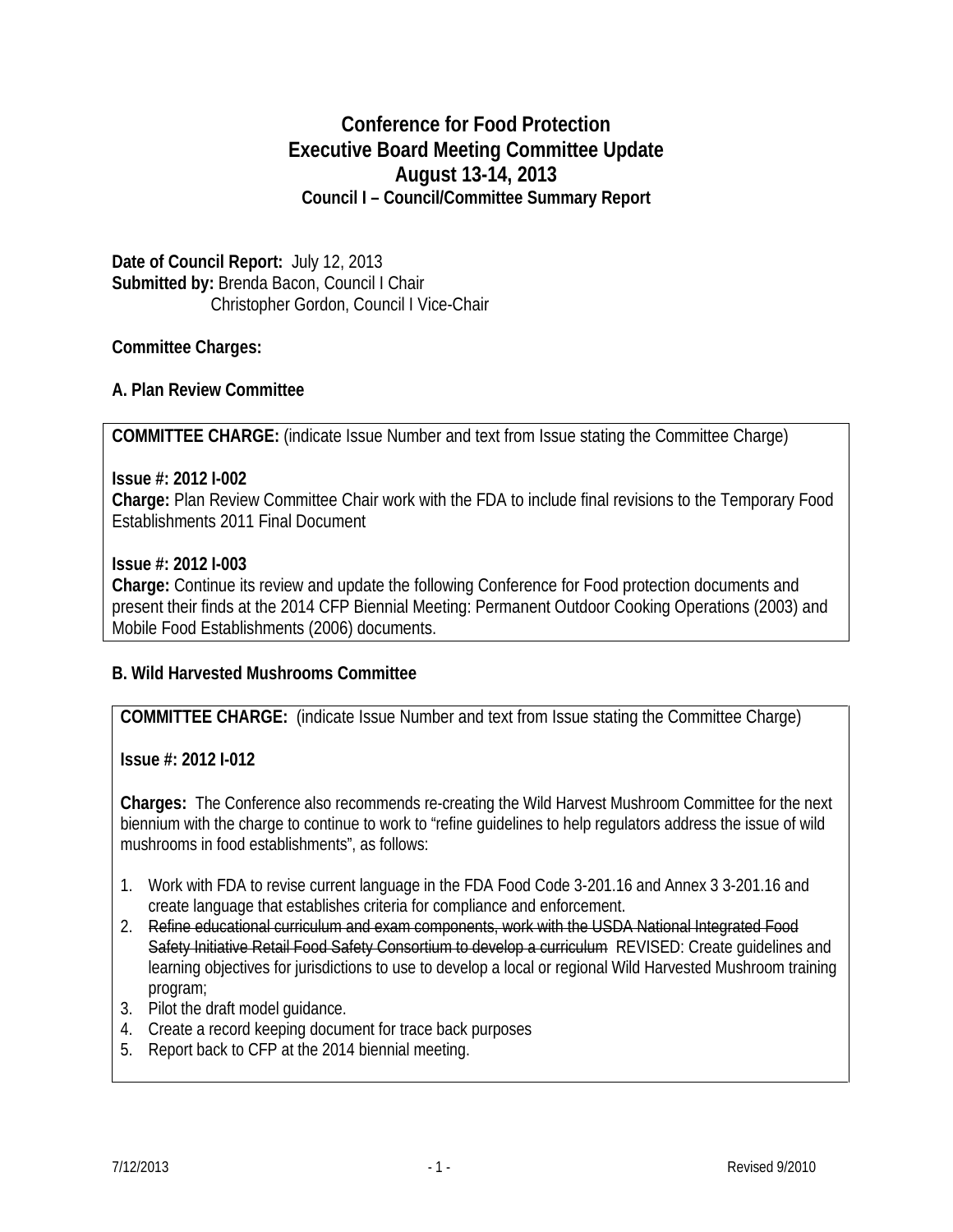# Conference for Food Protection
# Executive Board Meeting Committee Update
# August 13-14, 2013
## Council I – Council/Committee Summary Report

**Date of Council Report:** July 12, 2013
**Submitted by:** Brenda Bacon, Council I Chair
Christopher Gordon, Council I Vice-Chair

**Committee Charges:**

**A. Plan Review Committee**

**COMMITTEE CHARGE:** (indicate Issue Number and text from Issue stating the Committee Charge)

**Issue #: 2012 I-002**
**Charge:** Plan Review Committee Chair work with the FDA to include final revisions to the Temporary Food Establishments 2011 Final Document

**Issue #: 2012 I-003**
**Charge:** Continue its review and update the following Conference for Food protection documents and present their finds at the 2014 CFP Biennial Meeting: Permanent Outdoor Cooking Operations (2003) and Mobile Food Establishments (2006) documents.

**B. Wild Harvested Mushrooms Committee**

**COMMITTEE CHARGE:** (indicate Issue Number and text from Issue stating the Committee Charge)

**Issue #: 2012 I-012**

**Charges:** The Conference also recommends re-creating the Wild Harvest Mushroom Committee for the next biennium with the charge to continue to work to "refine guidelines to help regulators address the issue of wild mushrooms in food establishments", as follows:

1. Work with FDA to revise current language in the FDA Food Code 3-201.16 and Annex 3 3-201.16 and create language that establishes criteria for compliance and enforcement.
2. ~~Refine educational curriculum and exam components, work with the USDA National Integrated Food Safety Initiative Retail Food Safety Consortium to develop a curriculum~~ REVISED: Create guidelines and learning objectives for jurisdictions to use to develop a local or regional Wild Harvested Mushroom training program;
3. Pilot the draft model guidance.
4. Create a record keeping document for trace back purposes
5. Report back to CFP at the 2014 biennial meeting.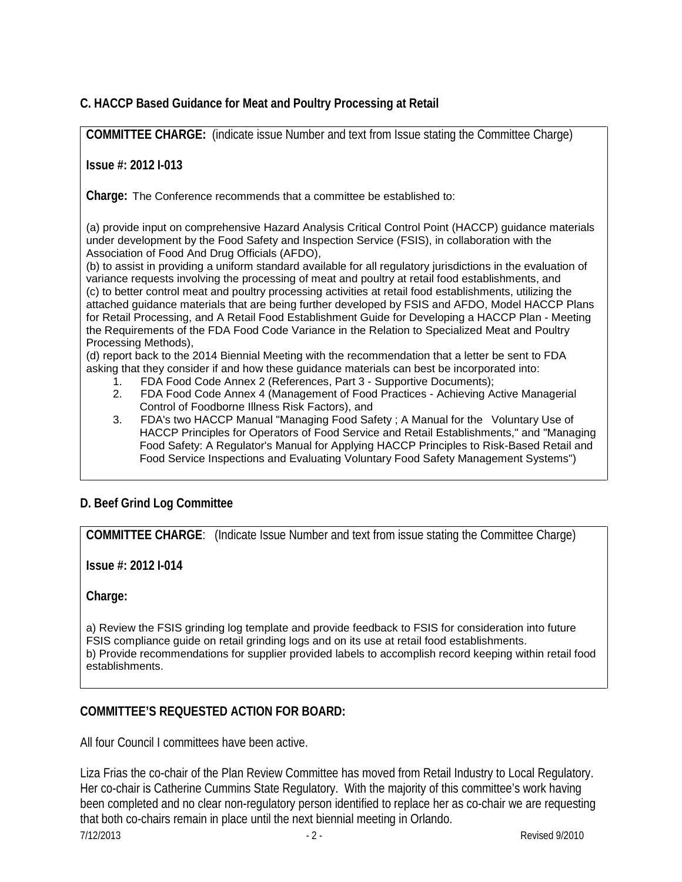### C. HACCP Based Guidance for Meat and Poultry Processing at Retail

**COMMITTEE CHARGE:** (indicate issue Number and text from Issue stating the Committee Charge)

**Issue #: 2012 I-013**

**Charge:** The Conference recommends that a committee be established to:

(a) provide input on comprehensive Hazard Analysis Critical Control Point (HACCP) guidance materials under development by the Food Safety and Inspection Service (FSIS), in collaboration with the Association of Food And Drug Officials (AFDO),
(b) to assist in providing a uniform standard available for all regulatory jurisdictions in the evaluation of variance requests involving the processing of meat and poultry at retail food establishments, and
(c) to better control meat and poultry processing activities at retail food establishments, utilizing the attached guidance materials that are being further developed by FSIS and AFDO, Model HACCP Plans for Retail Processing, and A Retail Food Establishment Guide for Developing a HACCP Plan - Meeting the Requirements of the FDA Food Code Variance in the Relation to Specialized Meat and Poultry Processing Methods),
(d) report back to the 2014 Biennial Meeting with the recommendation that a letter be sent to FDA asking that they consider if and how these guidance materials can best be incorporated into:

1. FDA Food Code Annex 2 (References, Part 3 - Supportive Documents);
2. FDA Food Code Annex 4 (Management of Food Practices - Achieving Active Managerial Control of Foodborne Illness Risk Factors), and
3. FDA's two HACCP Manual "Managing Food Safety ; A Manual for the Voluntary Use of HACCP Principles for Operators of Food Service and Retail Establishments," and "Managing Food Safety: A Regulator's Manual for Applying HACCP Principles to Risk-Based Retail and Food Service Inspections and Evaluating Voluntary Food Safety Management Systems")

### D. Beef Grind Log Committee

**COMMITTEE CHARGE**: (Indicate Issue Number and text from issue stating the Committee Charge)

**Issue #: 2012 I-014**

**Charge:**

a) Review the FSIS grinding log template and provide feedback to FSIS for consideration into future FSIS compliance guide on retail grinding logs and on its use at retail food establishments.
b) Provide recommendations for supplier provided labels to accomplish record keeping within retail food establishments.

### COMMITTEE'S REQUESTED ACTION FOR BOARD:

All four Council I committees have been active.

Liza Frias the co-chair of the Plan Review Committee has moved from Retail Industry to Local Regulatory. Her co-chair is Catherine Cummins State Regulatory. With the majority of this committee's work having been completed and no clear non-regulatory person identified to replace her as co-chair we are requesting that both co-chairs remain in place until the next biennial meeting in Orlando.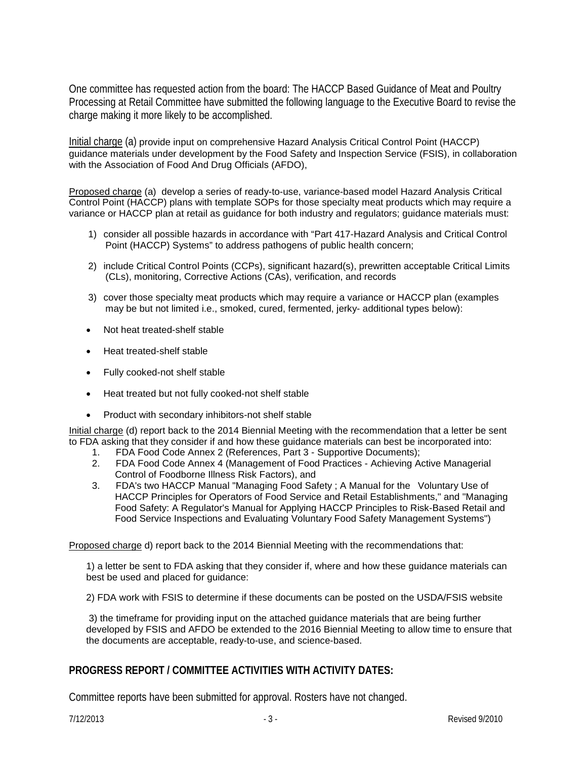One committee has requested action from the board: The HACCP Based Guidance of Meat and Poultry Processing at Retail Committee have submitted the following language to the Executive Board to revise the charge making it more likely to be accomplished.

Initial charge (a) provide input on comprehensive Hazard Analysis Critical Control Point (HACCP) guidance materials under development by the Food Safety and Inspection Service (FSIS), in collaboration with the Association of Food And Drug Officials (AFDO),

Proposed charge (a) develop a series of ready-to-use, variance-based model Hazard Analysis Critical Control Point (HACCP) plans with template SOPs for those specialty meat products which may require a variance or HACCP plan at retail as guidance for both industry and regulators; guidance materials must:

1) consider all possible hazards in accordance with "Part 417-Hazard Analysis and Critical Control Point (HACCP) Systems" to address pathogens of public health concern;

2) include Critical Control Points (CCPs), significant hazard(s), prewritten acceptable Critical Limits (CLs), monitoring, Corrective Actions (CAs), verification, and records

3) cover those specialty meat products which may require a variance or HACCP plan (examples may be but not limited i.e., smoked, cured, fermented, jerky- additional types below):

- Not heat treated-shelf stable
- Heat treated-shelf stable
- Fully cooked-not shelf stable
- Heat treated but not fully cooked-not shelf stable
- Product with secondary inhibitors-not shelf stable

Initial charge (d) report back to the 2014 Biennial Meeting with the recommendation that a letter be sent to FDA asking that they consider if and how these guidance materials can best be incorporated into:

1. FDA Food Code Annex 2 (References, Part 3 - Supportive Documents);
2. FDA Food Code Annex 4 (Management of Food Practices - Achieving Active Managerial Control of Foodborne Illness Risk Factors), and
3. FDA's two HACCP Manual "Managing Food Safety ; A Manual for the Voluntary Use of HACCP Principles for Operators of Food Service and Retail Establishments," and "Managing Food Safety: A Regulator's Manual for Applying HACCP Principles to Risk-Based Retail and Food Service Inspections and Evaluating Voluntary Food Safety Management Systems")

Proposed charge d) report back to the 2014 Biennial Meeting with the recommendations that:

1) a letter be sent to FDA asking that they consider if, where and how these guidance materials can best be used and placed for guidance:

2) FDA work with FSIS to determine if these documents can be posted on the USDA/FSIS website

3) the timeframe for providing input on the attached guidance materials that are being further developed by FSIS and AFDO be extended to the 2016 Biennial Meeting to allow time to ensure that the documents are acceptable, ready-to-use, and science-based.

## PROGRESS REPORT / COMMITTEE ACTIVITIES WITH ACTIVITY DATES:

Committee reports have been submitted for approval. Rosters have not changed.